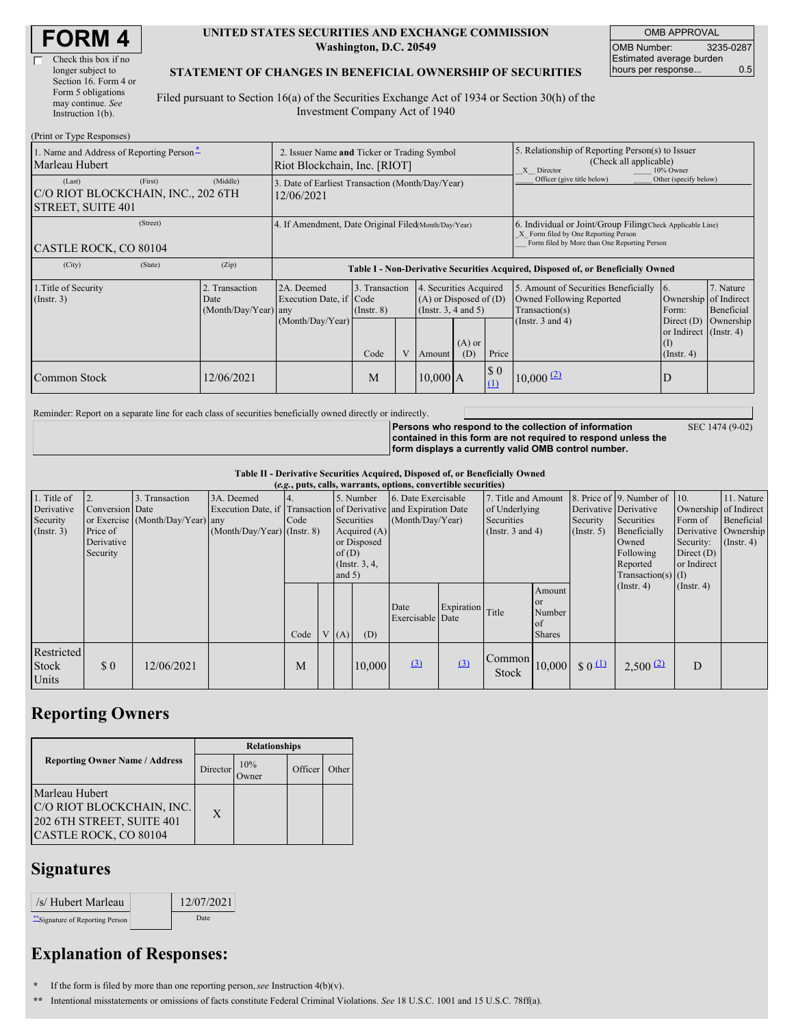# FORM 4

☐ Check this box if no longer subject to Section 16. Form 4 or Form 5 obligations may continue. *See* Instruction 1(b).

**UNITED STATES SECURITIES AND EXCHANGE COMMISSION**
**Washington, D.C. 20549**

**STATEMENT OF CHANGES IN BENEFICIAL OWNERSHIP OF SECURITIES**

Filed pursuant to Section 16(a) of the Securities Exchange Act of 1934 or Section 30(h) of the Investment Company Act of 1940

| OMB APPROVAL | |
|---|---|
| OMB Number: | 3235-0287 |
| Estimated average burden hours per response... | 0.5 |

(Print or Type Responses)

| | | |
|---|---|---|
| 1. Name and Address of Reporting Person* Marleau Hubert | 2. Issuer Name **and** Ticker or Trading Symbol Riot Blockchain, Inc. [RIOT] | 5. Relationship of Reporting Person(s) to Issuer (Check all applicable) _X_ Director ___ 10% Owner ___ Officer (give title below) ___ Other (specify below) |
| (Last) (First) (Middle) C/O RIOT BLOCKCHAIN, INC., 202 6TH STREET, SUITE 401 | 3. Date of Earliest Transaction (Month/Day/Year) 12/06/2021 | |
| (Street) CASTLE ROCK, CO 80104 | 4. If Amendment, Date Original Filed(Month/Day/Year) | 6. Individual or Joint/Group Filing(Check Applicable Line) _X_ Form filed by One Reporting Person ___ Form filed by More than One Reporting Person |
| (City) (State) (Zip) | | |

**Table I - Non-Derivative Securities Acquired, Disposed of, or Beneficially Owned**

| 1.Title of Security (Instr. 3) | 2. Transaction Date (Month/Day/Year) | 2A. Deemed Execution Date, if any (Month/Day/Year) | 3. Transaction Code (Instr. 8) | | 4. Securities Acquired (A) or Disposed of (D) (Instr. 3, 4 and 5) | | | 5. Amount of Securities Beneficially Owned Following Reported Transaction(s) (Instr. 3 and 4) | 6. Ownership Form: Direct (D) or Indirect (I) (Instr. 4) | 7. Nature of Indirect Beneficial Ownership (Instr. 4) |
|---|---|---|---|---|---|---|---|---|---|---|
| | | | Code | V | Amount | (A) or (D) | Price | | | |
| Common Stock | 12/06/2021 | | M | | 10,000 | A | $ 0 (1) | 10,000 (2) | D | |

Reminder: Report on a separate line for each class of securities beneficially owned directly or indirectly.

**Persons who respond to the collection of information contained in this form are not required to respond unless the form displays a currently valid OMB control number.**

SEC 1474 (9-02)

**Table II - Derivative Securities Acquired, Disposed of, or Beneficially Owned**
***(e.g., puts, calls, warrants, options, convertible securities)***

| 1. Title of Derivative Security (Instr. 3) | 2. Conversion or Exercise Price of Derivative Security | 3. Transaction Date (Month/Day/Year) | 3A. Deemed Execution Date, if any (Month/Day/Year) | 4. Transaction Code (Instr. 8) | | 5. Number of Derivative Securities Acquired (A) or Disposed of (D) (Instr. 3, 4, and 5) | | 6. Date Exercisable and Expiration Date (Month/Day/Year) | | 7. Title and Amount of Underlying Securities (Instr. 3 and 4) | | 8. Price of Derivative Security (Instr. 5) | 9. Number of Derivative Securities Beneficially Owned Following Reported Transaction(s) (Instr. 4) | 10. Ownership Form of Derivative Security: Direct (D) or Indirect (I) (Instr. 4) | 11. Nature of Indirect Beneficial Ownership (Instr. 4) |
|---|---|---|---|---|---|---|---|---|---|---|---|---|---|---|---|
| | | | | Code | V | (A) | (D) | Date Exercisable | Expiration Date | Title | Amount or Number of Shares | | | | |
| Restricted Stock Units | $ 0 | 12/06/2021 | | M | | | 10,000 | (3) | (3) | Common Stock | 10,000 | $ 0 (1) | 2,500 (2) | D | |

## Reporting Owners

| Reporting Owner Name / Address | Relationships | | | |
|---|---|---|---|---|
| | Director | 10% Owner | Officer | Other |
| Marleau Hubert C/O RIOT BLOCKCHAIN, INC. 202 6TH STREET, SUITE 401 CASTLE ROCK, CO 80104 | X | | | |

## Signatures

| /s/ Hubert Marleau | 12/07/2021 |
|---|---|
| **Signature of Reporting Person | Date |

## Explanation of Responses:

\* If the form is filed by more than one reporting person, *see* Instruction 4(b)(v).

\*\* Intentional misstatements or omissions of facts constitute Federal Criminal Violations. *See* 18 U.S.C. 1001 and 15 U.S.C. 78ff(a).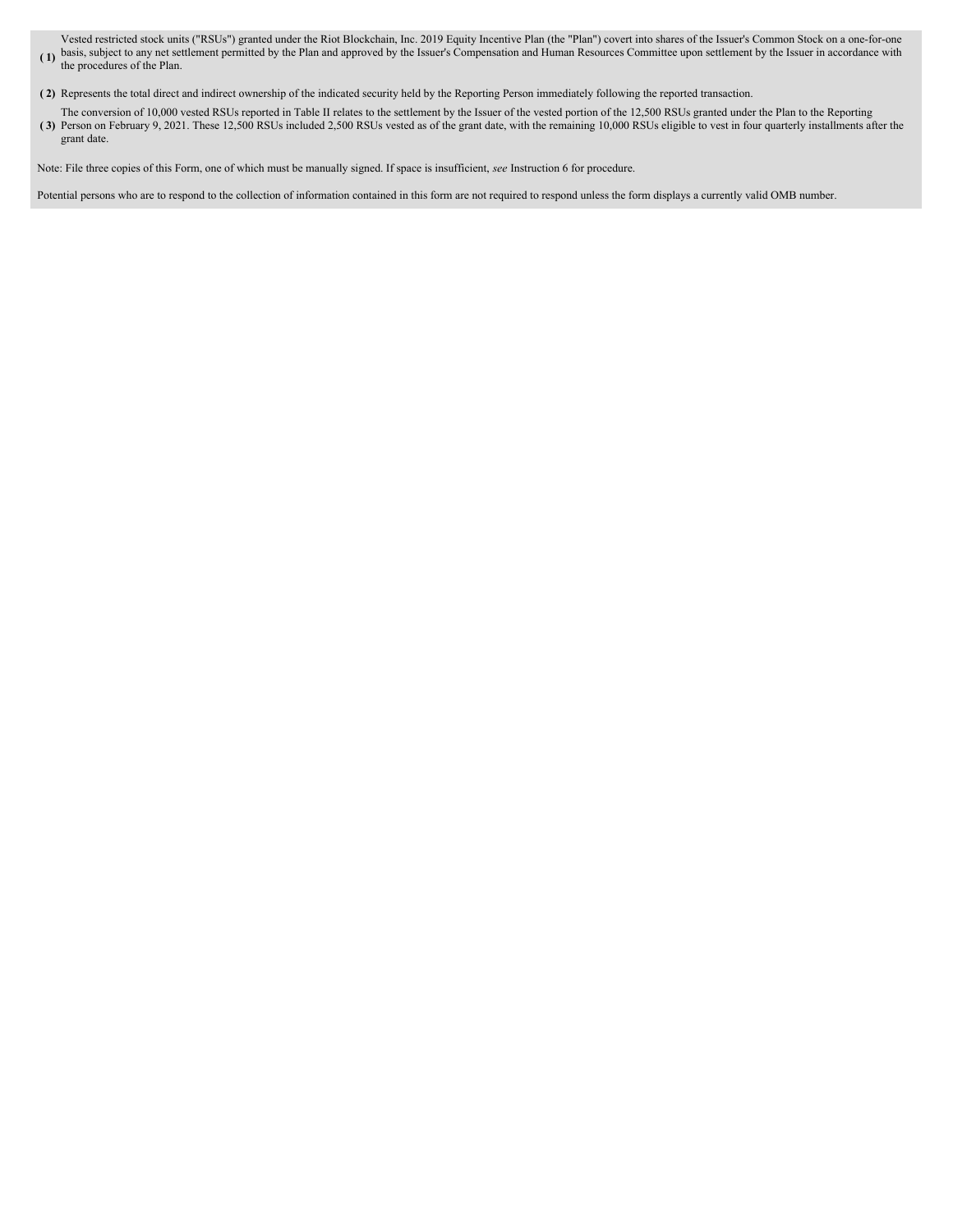**(1)** Vested restricted stock units ("RSUs") granted under the Riot Blockchain, Inc. 2019 Equity Incentive Plan (the "Plan") covert into shares of the Issuer's Common Stock on a one-for-one basis, subject to any net settlement permitted by the Plan and approved by the Issuer's Compensation and Human Resources Committee upon settlement by the Issuer in accordance with the procedures of the Plan.

**(2)** Represents the total direct and indirect ownership of the indicated security held by the Reporting Person immediately following the reported transaction.

**(3)** The conversion of 10,000 vested RSUs reported in Table II relates to the settlement by the Issuer of the vested portion of the 12,500 RSUs granted under the Plan to the Reporting Person on February 9, 2021. These 12,500 RSUs included 2,500 RSUs vested as of the grant date, with the remaining 10,000 RSUs eligible to vest in four quarterly installments after the grant date.

Note: File three copies of this Form, one of which must be manually signed. If space is insufficient, *see* Instruction 6 for procedure.

Potential persons who are to respond to the collection of information contained in this form are not required to respond unless the form displays a currently valid OMB number.